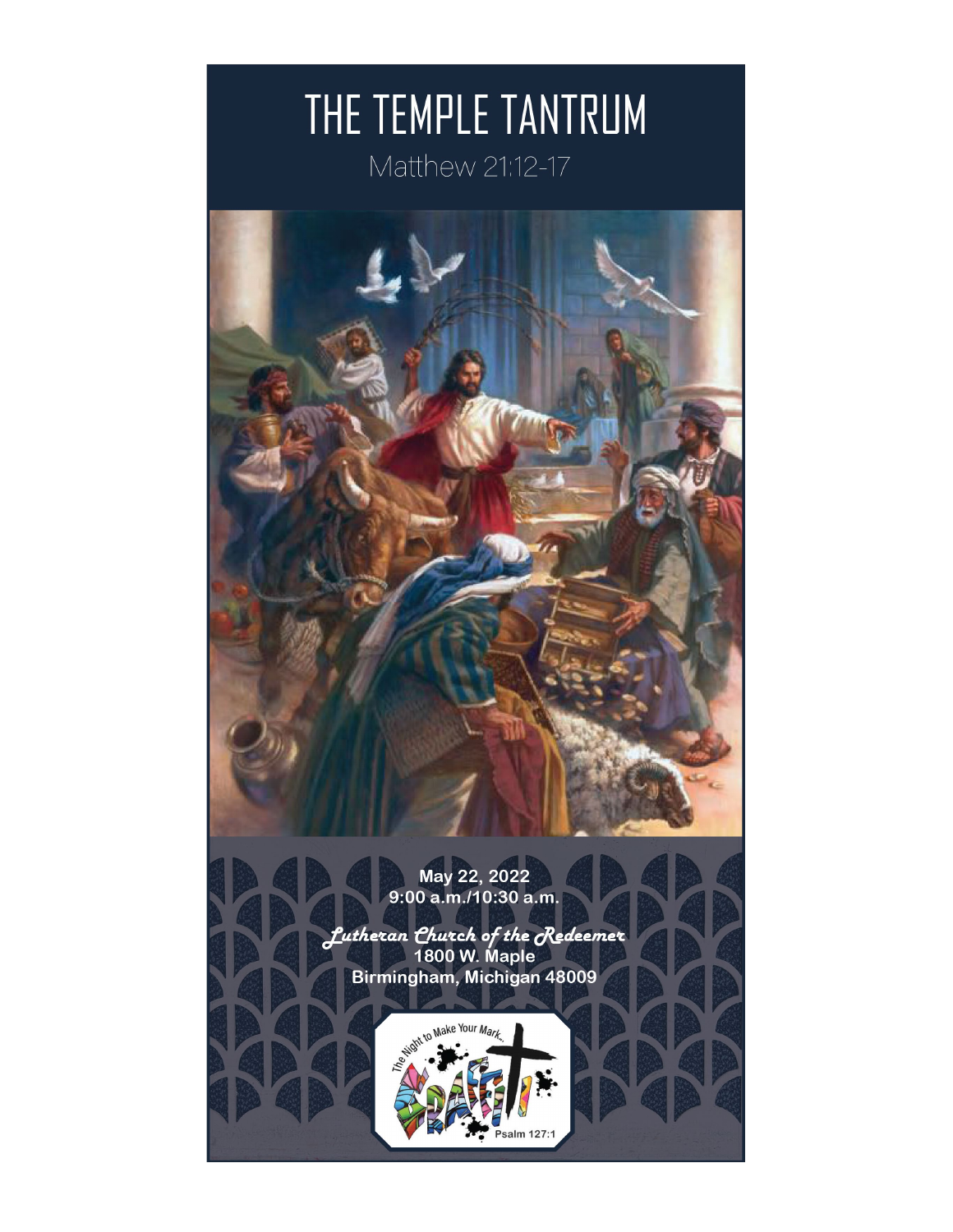# THE TEMPLE TANTRUM

Matthew 21:12-17

May 22, 2022
9:00 a.m./10:30 a.m.

*Lutheran Church of the Redeemer*
1800 W. Maple
Birmingham, Michigan 48009

The Night to Make Your Mark...
GRAFFITI
Psalm 127:1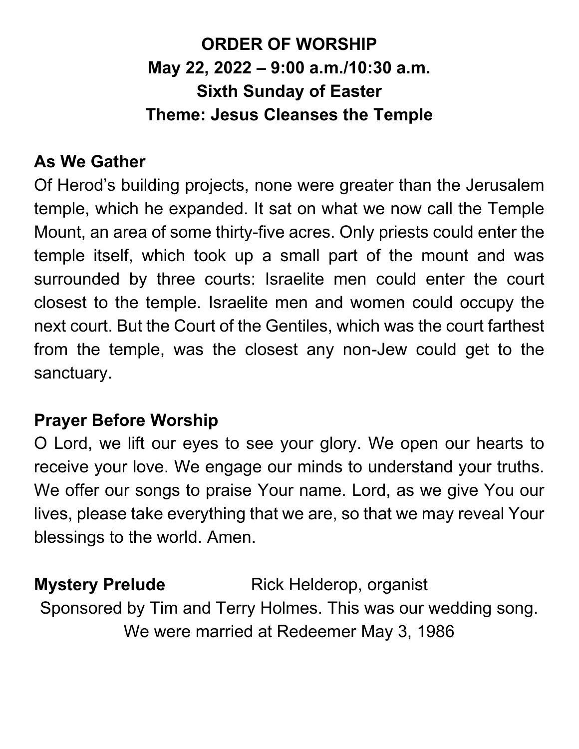# ORDER OF WORSHIP
## May 22, 2022 – 9:00 a.m./10:30 a.m.
## Sixth Sunday of Easter
## Theme: Jesus Cleanses the Temple

**As We Gather**

Of Herod's building projects, none were greater than the Jerusalem temple, which he expanded. It sat on what we now call the Temple Mount, an area of some thirty-five acres. Only priests could enter the temple itself, which took up a small part of the mount and was surrounded by three courts: Israelite men could enter the court closest to the temple. Israelite men and women could occupy the next court. But the Court of the Gentiles, which was the court farthest from the temple, was the closest any non-Jew could get to the sanctuary.

**Prayer Before Worship**

O Lord, we lift our eyes to see your glory. We open our hearts to receive your love. We engage our minds to understand your truths. We offer our songs to praise Your name. Lord, as we give You our lives, please take everything that we are, so that we may reveal Your blessings to the world. Amen.

**Mystery Prelude** Rick Helderop, organist

Sponsored by Tim and Terry Holmes. This was our wedding song. We were married at Redeemer May 3, 1986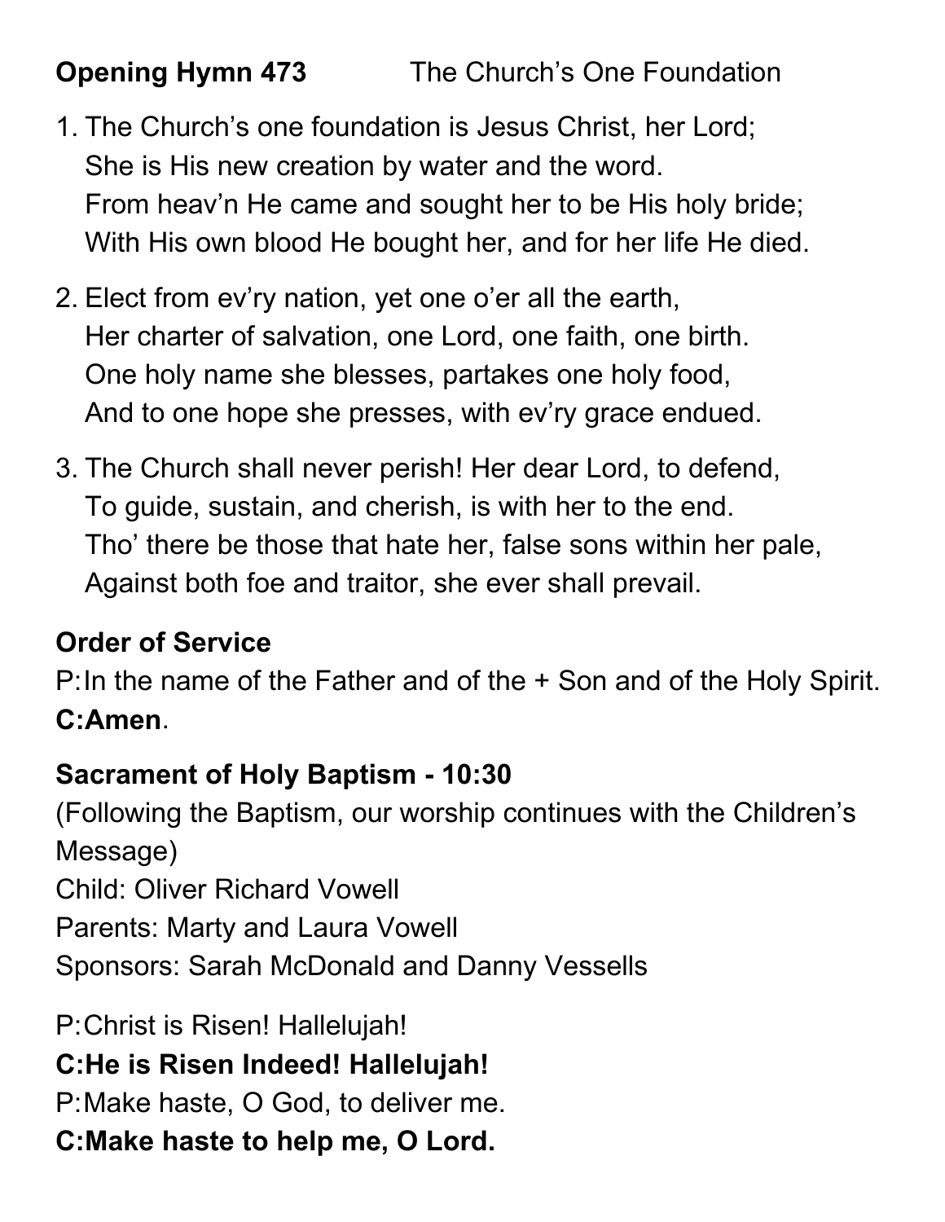**Opening Hymn 473** The Church's One Foundation

1. The Church's one foundation is Jesus Christ, her Lord;
   She is His new creation by water and the word.
   From heav'n He came and sought her to be His holy bride;
   With His own blood He bought her, and for her life He died.

2. Elect from ev'ry nation, yet one o'er all the earth,
   Her charter of salvation, one Lord, one faith, one birth.
   One holy name she blesses, partakes one holy food,
   And to one hope she presses, with ev'ry grace endued.

3. The Church shall never perish! Her dear Lord, to defend,
   To guide, sustain, and cherish, is with her to the end.
   Tho' there be those that hate her, false sons within her pale,
   Against both foe and traitor, she ever shall prevail.

**Order of Service**

P: In the name of the Father and of the + Son and of the Holy Spirit.

**C: Amen**.

**Sacrament of Holy Baptism - 10:30**

(Following the Baptism, our worship continues with the Children's Message)

Child: Oliver Richard Vowell

Parents: Marty and Laura Vowell

Sponsors: Sarah McDonald and Danny Vessells

P: Christ is Risen! Hallelujah!

**C: He is Risen Indeed! Hallelujah!**

P: Make haste, O God, to deliver me.

**C: Make haste to help me, O Lord.**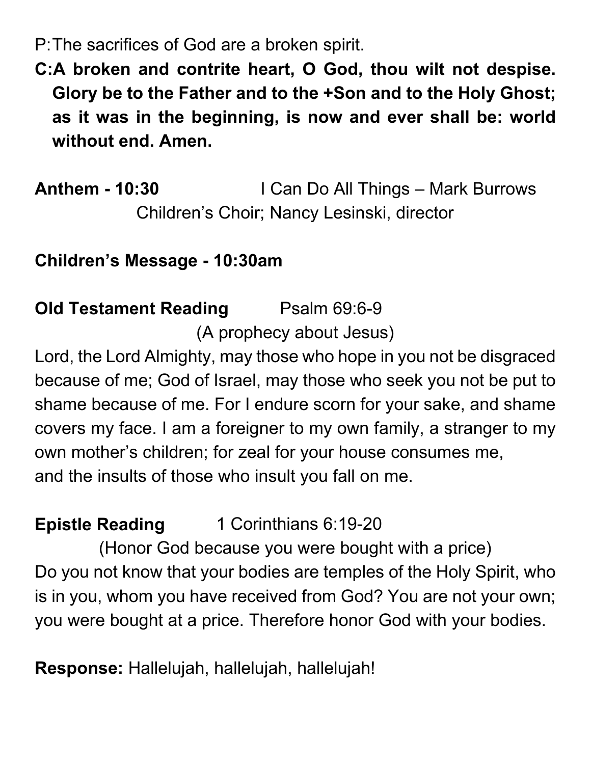P: The sacrifices of God are a broken spirit.

**C: A broken and contrite heart, O God, thou wilt not despise. Glory be to the Father and to the +Son and to the Holy Ghost; as it was in the beginning, is now and ever shall be: world without end. Amen.**

**Anthem - 10:30** I Can Do All Things – Mark Burrows
Children's Choir; Nancy Lesinski, director

**Children's Message - 10:30am**

**Old Testament Reading** Psalm 69:6-9
(A prophecy about Jesus)

Lord, the Lord Almighty, may those who hope in you not be disgraced because of me; God of Israel, may those who seek you not be put to shame because of me. For I endure scorn for your sake, and shame covers my face. I am a foreigner to my own family, a stranger to my own mother's children; for zeal for your house consumes me,
and the insults of those who insult you fall on me.

**Epistle Reading** 1 Corinthians 6:19-20
(Honor God because you were bought with a price)

Do you not know that your bodies are temples of the Holy Spirit, who is in you, whom you have received from God? You are not your own; you were bought at a price. Therefore honor God with your bodies.

**Response:** Hallelujah, hallelujah, hallelujah!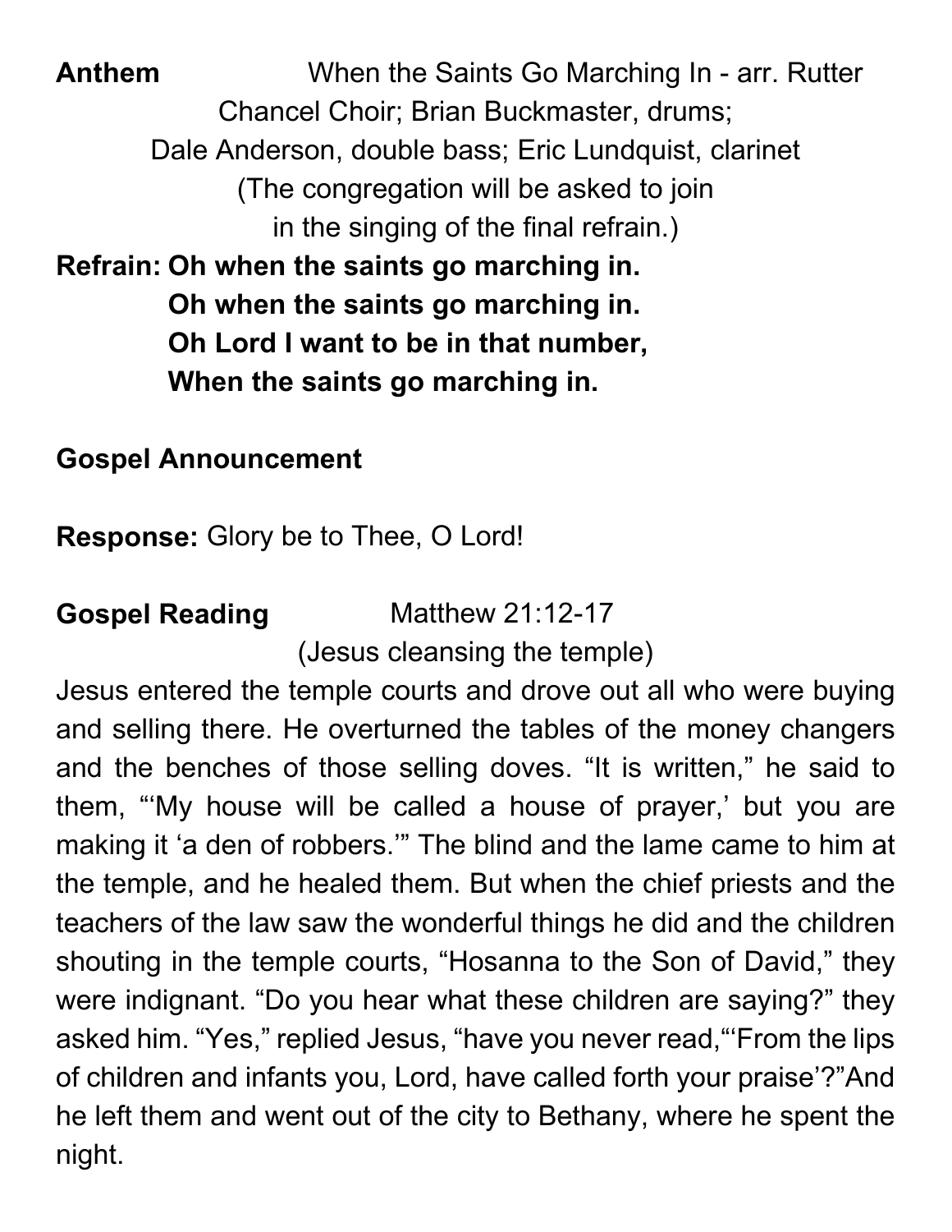**Anthem** When the Saints Go Marching In - arr. Rutter

Chancel Choir; Brian Buckmaster, drums;
Dale Anderson, double bass; Eric Lundquist, clarinet
(The congregation will be asked to join
in the singing of the final refrain.)

**Refrain: Oh when the saints go marching in.**
**Oh when the saints go marching in.**
**Oh Lord I want to be in that number,**
**When the saints go marching in.**

**Gospel Announcement**

**Response:** Glory be to Thee, O Lord!

**Gospel Reading** Matthew 21:12-17
(Jesus cleansing the temple)

Jesus entered the temple courts and drove out all who were buying and selling there. He overturned the tables of the money changers and the benches of those selling doves. “It is written,” he said to them, “‘My house will be called a house of prayer,’ but you are making it ‘a den of robbers.’” The blind and the lame came to him at the temple, and he healed them. But when the chief priests and the teachers of the law saw the wonderful things he did and the children shouting in the temple courts, “Hosanna to the Son of David,” they were indignant. “Do you hear what these children are saying?” they asked him. “Yes,” replied Jesus, “have you never read,“‘From the lips of children and infants you, Lord, have called forth your praise’?”And he left them and went out of the city to Bethany, where he spent the night.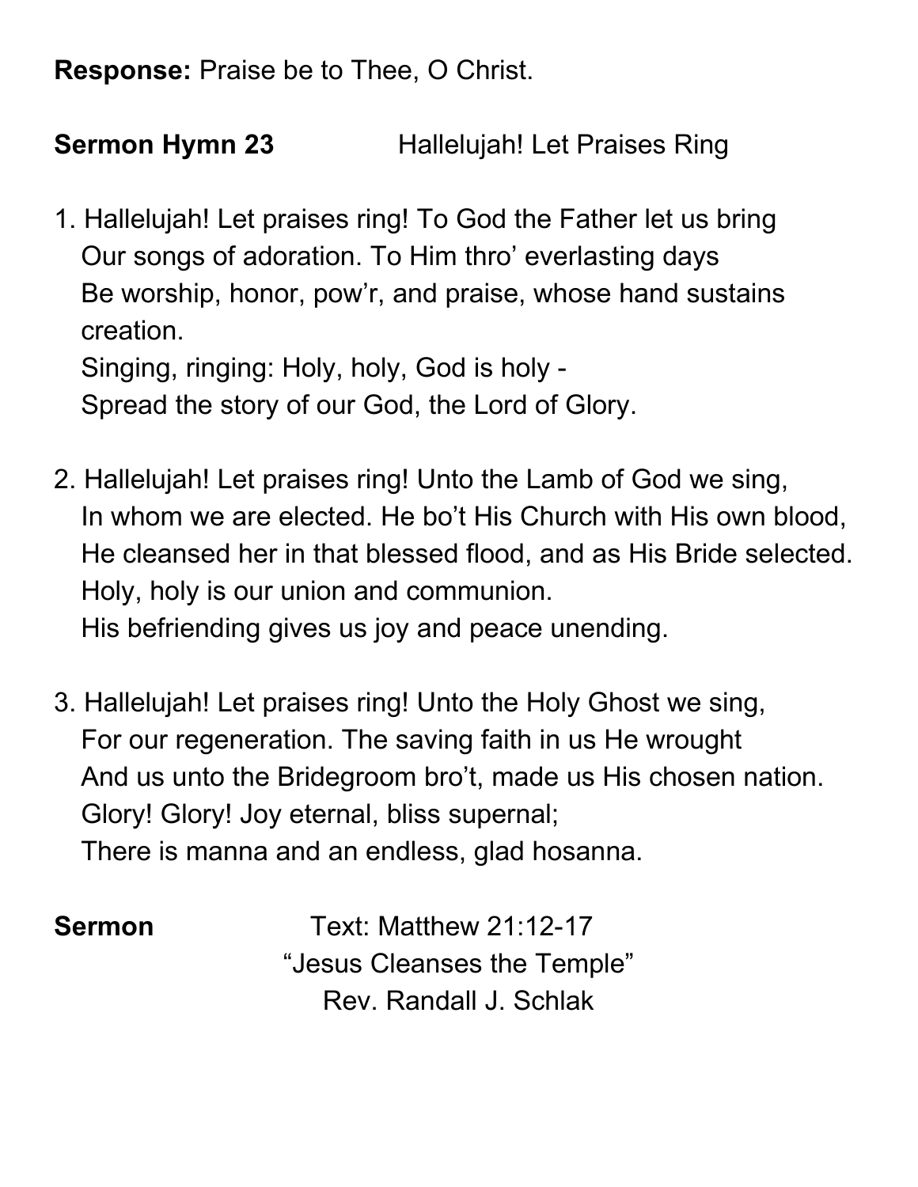**Response:** Praise be to Thee, O Christ.

**Sermon Hymn 23** Hallelujah! Let Praises Ring

1. Hallelujah! Let praises ring! To God the Father let us bring
   Our songs of adoration. To Him thro' everlasting days
   Be worship, honor, pow'r, and praise, whose hand sustains creation.
   Singing, ringing: Holy, holy, God is holy -
   Spread the story of our God, the Lord of Glory.

2. Hallelujah! Let praises ring! Unto the Lamb of God we sing,
   In whom we are elected. He bo't His Church with His own blood,
   He cleansed her in that blessed flood, and as His Bride selected.
   Holy, holy is our union and communion.
   His befriending gives us joy and peace unending.

3. Hallelujah! Let praises ring! Unto the Holy Ghost we sing,
   For our regeneration. The saving faith in us He wrought
   And us unto the Bridegroom bro't, made us His chosen nation.
   Glory! Glory! Joy eternal, bliss supernal;
   There is manna and an endless, glad hosanna.

**Sermon** Text: Matthew 21:12-17
"Jesus Cleanses the Temple"
Rev. Randall J. Schlak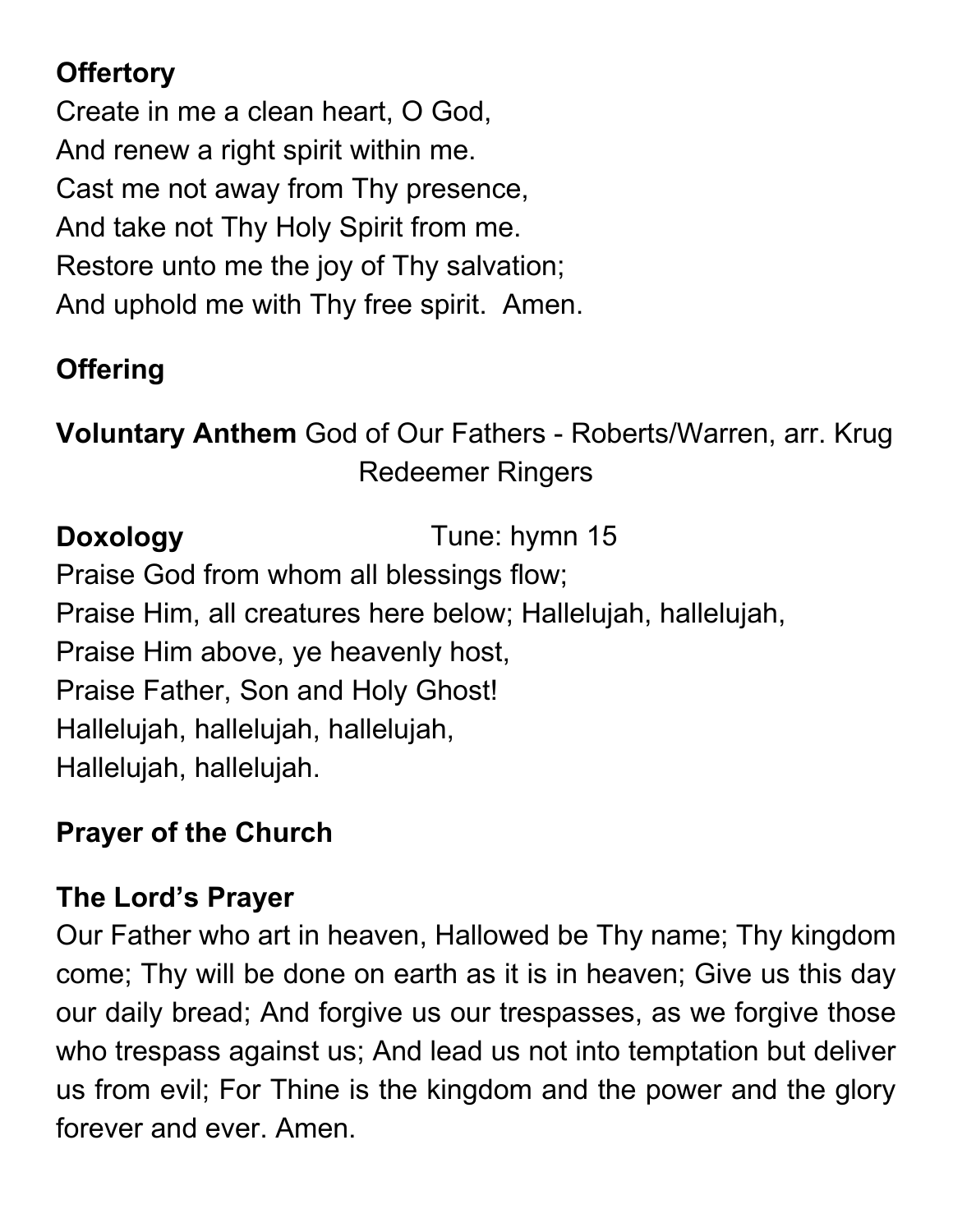**Offertory**

Create in me a clean heart, O God,
And renew a right spirit within me.
Cast me not away from Thy presence,
And take not Thy Holy Spirit from me.
Restore unto me the joy of Thy salvation;
And uphold me with Thy free spirit. Amen.

**Offering**

**Voluntary Anthem** God of Our Fathers - Roberts/Warren, arr. Krug
Redeemer Ringers

**Doxology** Tune: hymn 15

Praise God from whom all blessings flow;
Praise Him, all creatures here below; Hallelujah, hallelujah,
Praise Him above, ye heavenly host,
Praise Father, Son and Holy Ghost!
Hallelujah, hallelujah, hallelujah,
Hallelujah, hallelujah.

**Prayer of the Church**

**The Lord's Prayer**

Our Father who art in heaven, Hallowed be Thy name; Thy kingdom come; Thy will be done on earth as it is in heaven; Give us this day our daily bread; And forgive us our trespasses, as we forgive those who trespass against us; And lead us not into temptation but deliver us from evil; For Thine is the kingdom and the power and the glory forever and ever. Amen.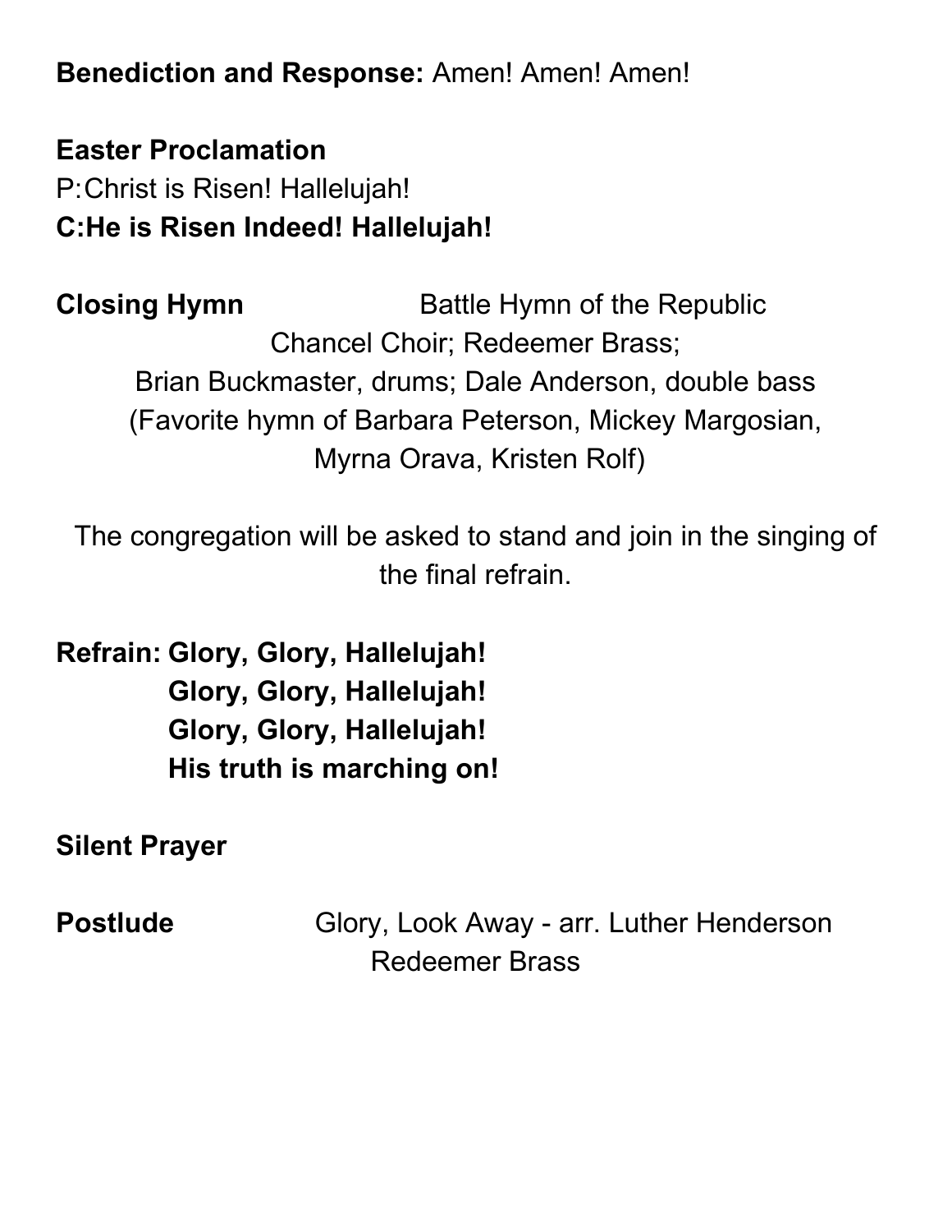**Benediction and Response:** Amen! Amen! Amen!

**Easter Proclamation**

P: Christ is Risen! Hallelujah!

**C: He is Risen Indeed! Hallelujah!**

**Closing Hymn** Battle Hymn of the Republic

Chancel Choir; Redeemer Brass;
Brian Buckmaster, drums; Dale Anderson, double bass
(Favorite hymn of Barbara Peterson, Mickey Margosian,
Myrna Orava, Kristen Rolf)

The congregation will be asked to stand and join in the singing of the final refrain.

**Refrain: Glory, Glory, Hallelujah!**
**Glory, Glory, Hallelujah!**
**Glory, Glory, Hallelujah!**
**His truth is marching on!**

**Silent Prayer**

**Postlude** Glory, Look Away - arr. Luther Henderson
Redeemer Brass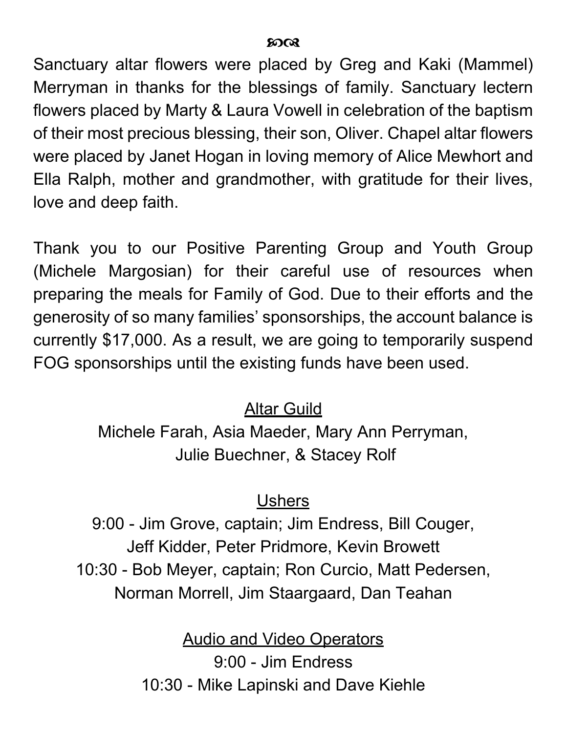ജ്ഞ

Sanctuary altar flowers were placed by Greg and Kaki (Mammel) Merryman in thanks for the blessings of family. Sanctuary lectern flowers placed by Marty & Laura Vowell in celebration of the baptism of their most precious blessing, their son, Oliver. Chapel altar flowers were placed by Janet Hogan in loving memory of Alice Mewhort and Ella Ralph, mother and grandmother, with gratitude for their lives, love and deep faith.

Thank you to our Positive Parenting Group and Youth Group (Michele Margosian) for their careful use of resources when preparing the meals for Family of God. Due to their efforts and the generosity of so many families' sponsorships, the account balance is currently $17,000. As a result, we are going to temporarily suspend FOG sponsorships until the existing funds have been used.

<u>Altar Guild</u>

Michele Farah, Asia Maeder, Mary Ann Perryman,
Julie Buechner, & Stacey Rolf

<u>Ushers</u>

9:00 - Jim Grove, captain; Jim Endress, Bill Couger,
Jeff Kidder, Peter Pridmore, Kevin Browett

10:30 - Bob Meyer, captain; Ron Curcio, Matt Pedersen,
Norman Morrell, Jim Staargaard, Dan Teahan

<u>Audio and Video Operators</u>

9:00 - Jim Endress

10:30 - Mike Lapinski and Dave Kiehle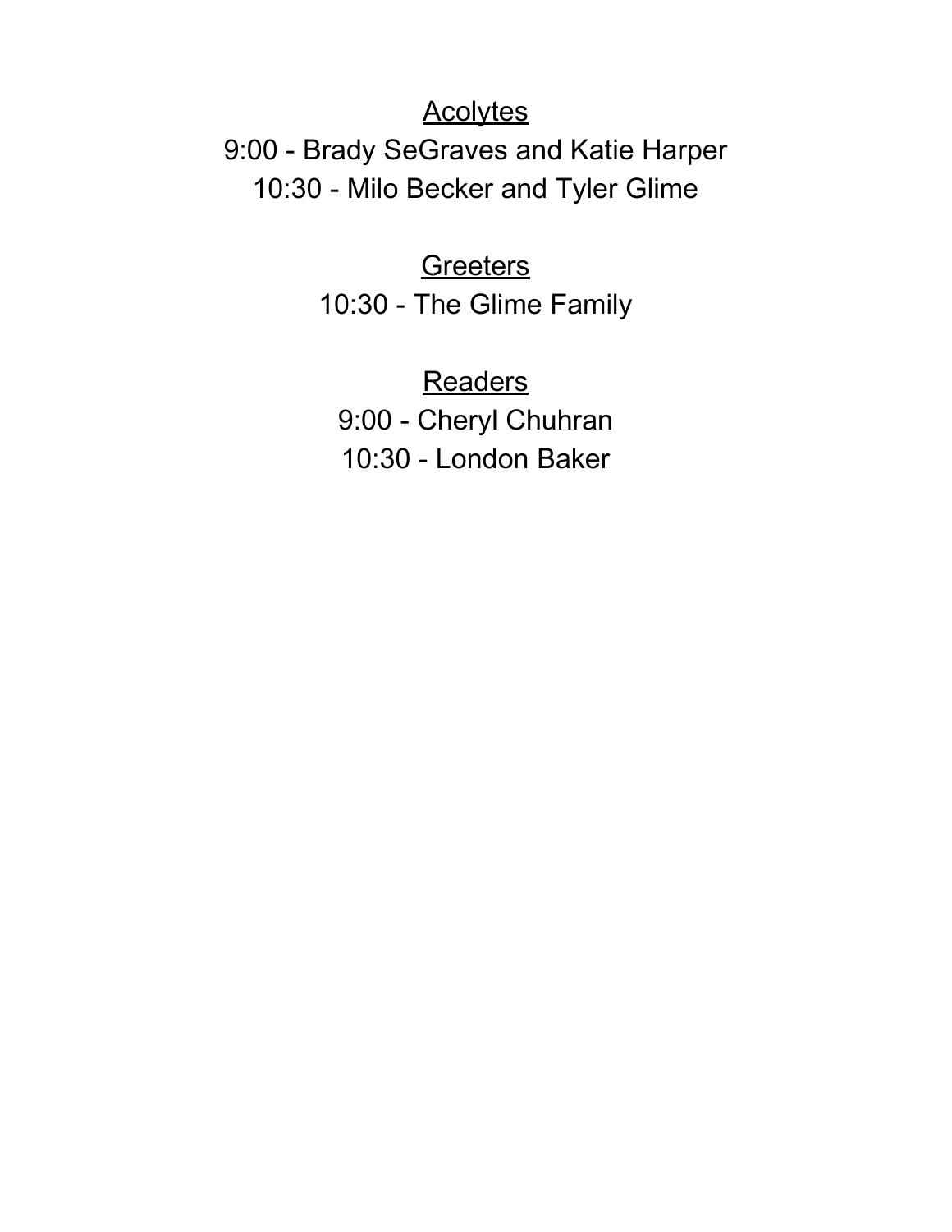<u>Acolytes</u>

9:00 - Brady SeGraves and Katie Harper

10:30 - Milo Becker and Tyler Glime

<u>Greeters</u>

10:30 - The Glime Family

<u>Readers</u>

9:00 - Cheryl Chuhran

10:30 - London Baker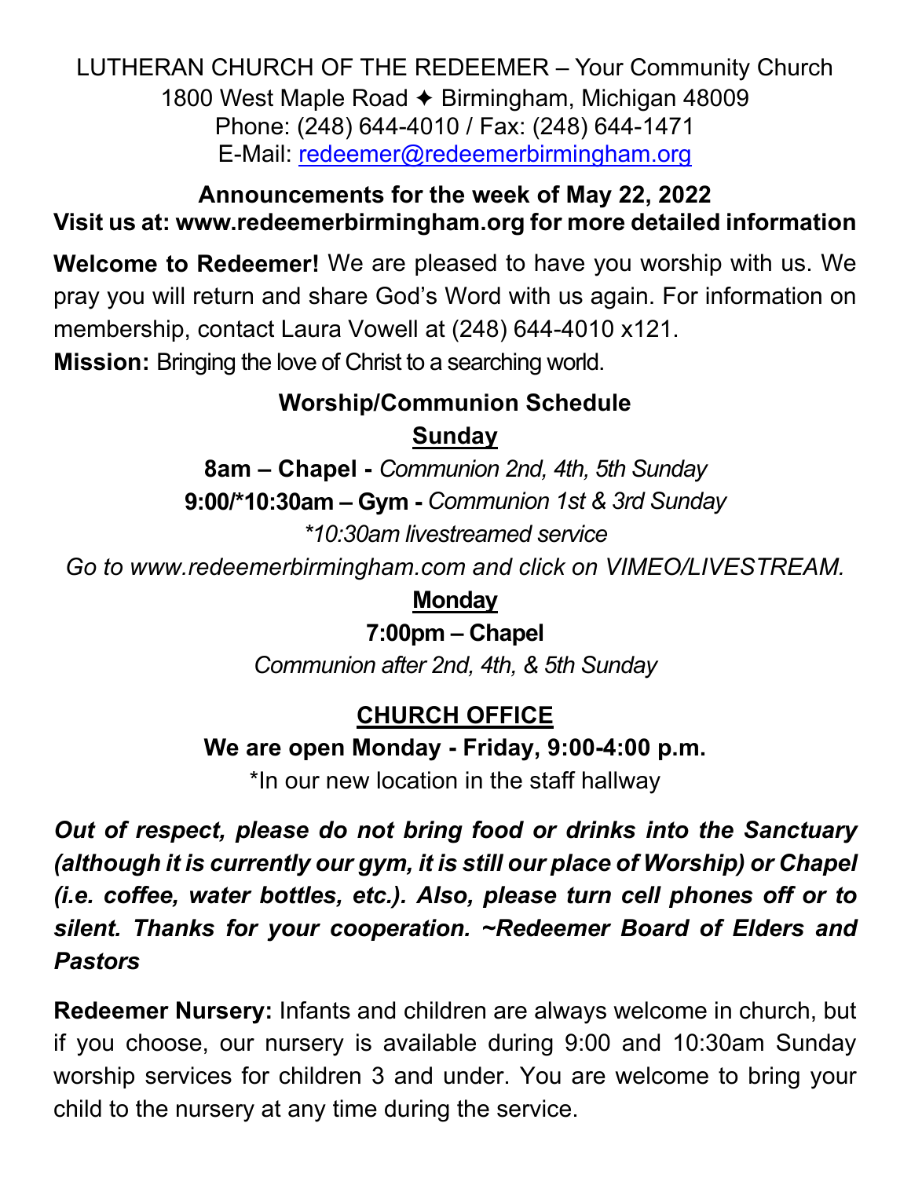LUTHERAN CHURCH OF THE REDEEMER – Your Community Church
1800 West Maple Road ✦ Birmingham, Michigan 48009
Phone: (248) 644-4010 / Fax: (248) 644-1471
E-Mail: redeemer@redeemerbirmingham.org

**Announcements for the week of May 22, 2022**
**Visit us at: www.redeemerbirmingham.org for more detailed information**

**Welcome to Redeemer!** We are pleased to have you worship with us. We pray you will return and share God's Word with us again. For information on membership, contact Laura Vowell at (248) 644-4010 x121.
**Mission:** Bringing the love of Christ to a searching world.

**Worship/Communion Schedule**

**Sunday**

**8am – Chapel -** *Communion 2nd, 4th, 5th Sunday*
**9:00/*10:30am – Gym -** *Communion 1st & 3rd Sunday*
*\*10:30am livestreamed service*
*Go to www.redeemerbirmingham.com and click on VIMEO/LIVESTREAM.*

**Monday**

**7:00pm – Chapel**
*Communion after 2nd, 4th, & 5th Sunday*

**CHURCH OFFICE**

**We are open Monday - Friday, 9:00-4:00 p.m.**
*In our new location in the staff hallway

***Out of respect, please do not bring food or drinks into the Sanctuary (although it is currently our gym, it is still our place of Worship) or Chapel (i.e. coffee, water bottles, etc.). Also, please turn cell phones off or to silent. Thanks for your cooperation. ~Redeemer Board of Elders and Pastors***

**Redeemer Nursery:** Infants and children are always welcome in church, but if you choose, our nursery is available during 9:00 and 10:30am Sunday worship services for children 3 and under. You are welcome to bring your child to the nursery at any time during the service.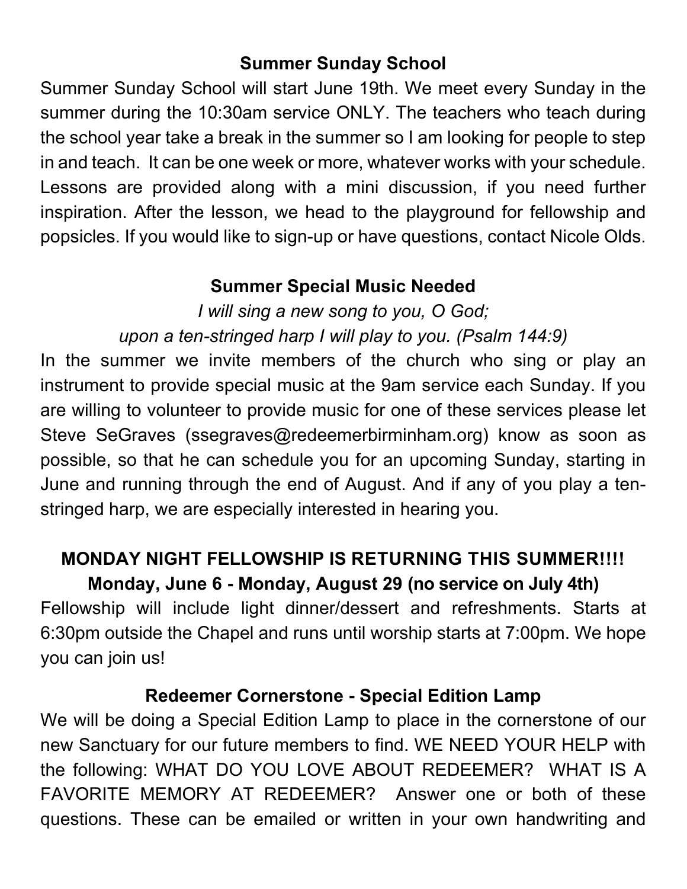## Summer Sunday School

Summer Sunday School will start June 19th. We meet every Sunday in the summer during the 10:30am service ONLY. The teachers who teach during the school year take a break in the summer so I am looking for people to step in and teach. It can be one week or more, whatever works with your schedule. Lessons are provided along with a mini discussion, if you need further inspiration. After the lesson, we head to the playground for fellowship and popsicles. If you would like to sign-up or have questions, contact Nicole Olds.

## Summer Special Music Needed

*I will sing a new song to you, O God;*
*upon a ten-stringed harp I will play to you. (Psalm 144:9)*

In the summer we invite members of the church who sing or play an instrument to provide special music at the 9am service each Sunday. If you are willing to volunteer to provide music for one of these services please let Steve SeGraves (ssegraves@redeemerbirminham.org) know as soon as possible, so that he can schedule you for an upcoming Sunday, starting in June and running through the end of August. And if any of you play a ten-stringed harp, we are especially interested in hearing you.

## MONDAY NIGHT FELLOWSHIP IS RETURNING THIS SUMMER!!!!

**Monday, June 6 - Monday, August 29 (no service on July 4th)**

Fellowship will include light dinner/dessert and refreshments. Starts at 6:30pm outside the Chapel and runs until worship starts at 7:00pm. We hope you can join us!

## Redeemer Cornerstone - Special Edition Lamp

We will be doing a Special Edition Lamp to place in the cornerstone of our new Sanctuary for our future members to find. WE NEED YOUR HELP with the following: WHAT DO YOU LOVE ABOUT REDEEMER? WHAT IS A FAVORITE MEMORY AT REDEEMER? Answer one or both of these questions. These can be emailed or written in your own handwriting and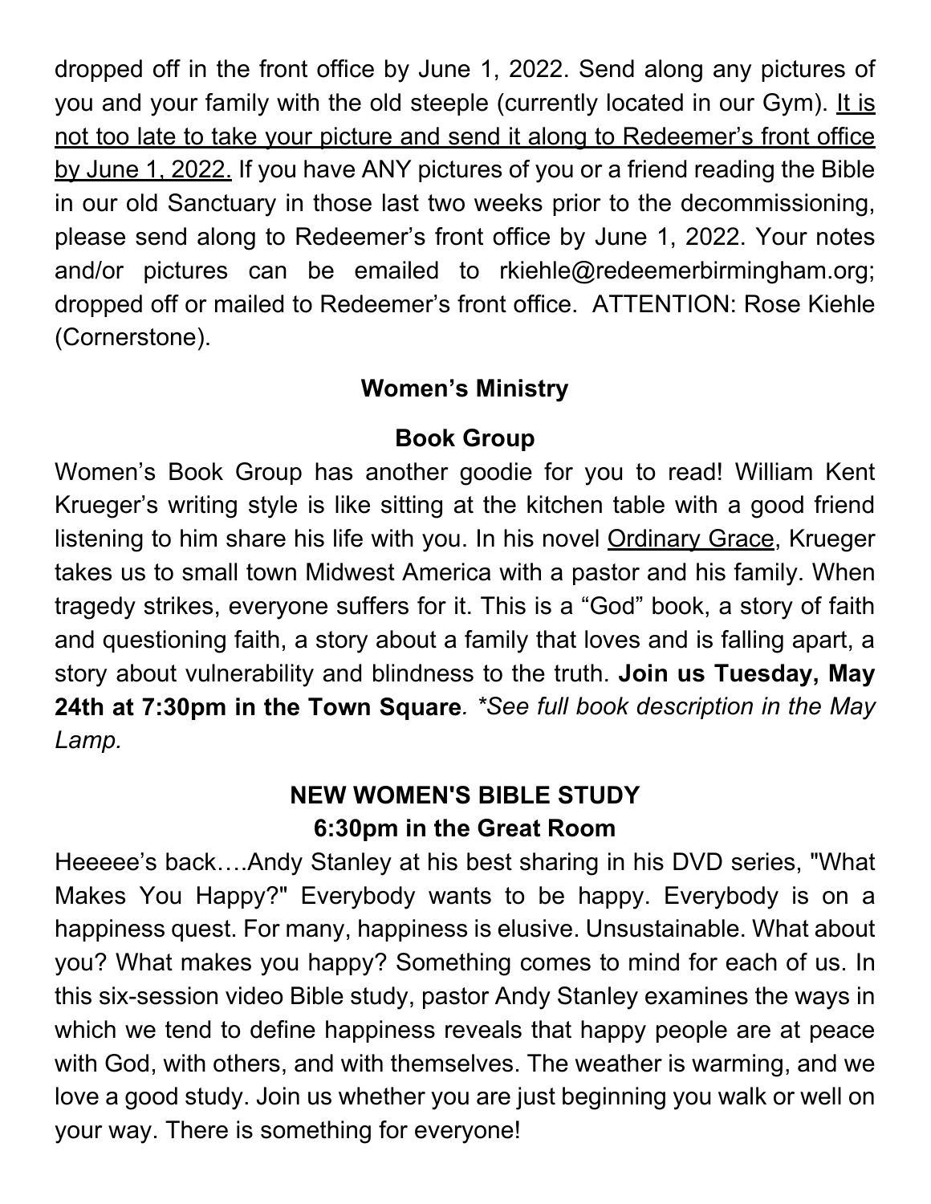dropped off in the front office by June 1, 2022. Send along any pictures of you and your family with the old steeple (currently located in our Gym). It is not too late to take your picture and send it along to Redeemer's front office by June 1, 2022. If you have ANY pictures of you or a friend reading the Bible in our old Sanctuary in those last two weeks prior to the decommissioning, please send along to Redeemer's front office by June 1, 2022. Your notes and/or pictures can be emailed to rkiehle@redeemerbirmingham.org; dropped off or mailed to Redeemer's front office. ATTENTION: Rose Kiehle (Cornerstone).

## Women's Ministry

### Book Group

Women's Book Group has another goodie for you to read! William Kent Krueger's writing style is like sitting at the kitchen table with a good friend listening to him share his life with you. In his novel Ordinary Grace, Krueger takes us to small town Midwest America with a pastor and his family. When tragedy strikes, everyone suffers for it. This is a "God" book, a story of faith and questioning faith, a story about a family that loves and is falling apart, a story about vulnerability and blindness to the truth. **Join us Tuesday, May 24th at 7:30pm in the Town Square***. \*See full book description in the May Lamp.*

### NEW WOMEN'S BIBLE STUDY
### 6:30pm in the Great Room

Heeeee's back….Andy Stanley at his best sharing in his DVD series, "What Makes You Happy?" Everybody wants to be happy. Everybody is on a happiness quest. For many, happiness is elusive. Unsustainable. What about you? What makes you happy? Something comes to mind for each of us. In this six-session video Bible study, pastor Andy Stanley examines the ways in which we tend to define happiness reveals that happy people are at peace with God, with others, and with themselves. The weather is warming, and we love a good study. Join us whether you are just beginning you walk or well on your way. There is something for everyone!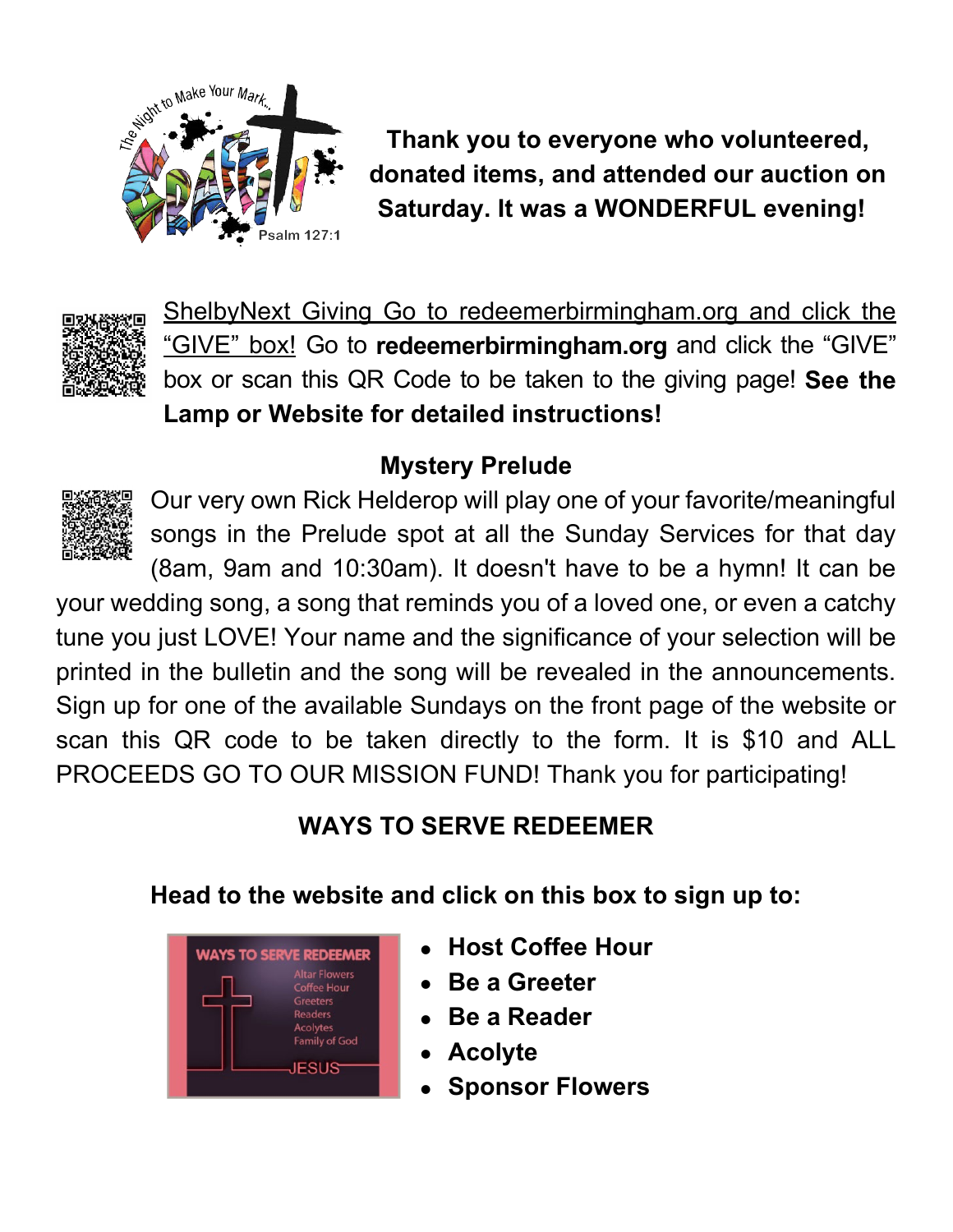**Thank you to everyone who volunteered, donated items, and attended our auction on Saturday. It was a WONDERFUL evening!**

ShelbyNext Giving Go to redeemerbirmingham.org and click the "GIVE" box! Go to **redeemerbirmingham.org** and click the "GIVE" box or scan this QR Code to be taken to the giving page! **See the Lamp or Website for detailed instructions!**

**Mystery Prelude**

Our very own Rick Helderop will play one of your favorite/meaningful songs in the Prelude spot at all the Sunday Services for that day (8am, 9am and 10:30am). It doesn't have to be a hymn! It can be your wedding song, a song that reminds you of a loved one, or even a catchy tune you just LOVE! Your name and the significance of your selection will be printed in the bulletin and the song will be revealed in the announcements. Sign up for one of the available Sundays on the front page of the website or scan this QR code to be taken directly to the form. It is $10 and ALL PROCEEDS GO TO OUR MISSION FUND! Thank you for participating!

**WAYS TO SERVE REDEEMER**

**Head to the website and click on this box to sign up to:**

- **Host Coffee Hour**
- **Be a Greeter**
- **Be a Reader**
- **Acolyte**
- **Sponsor Flowers**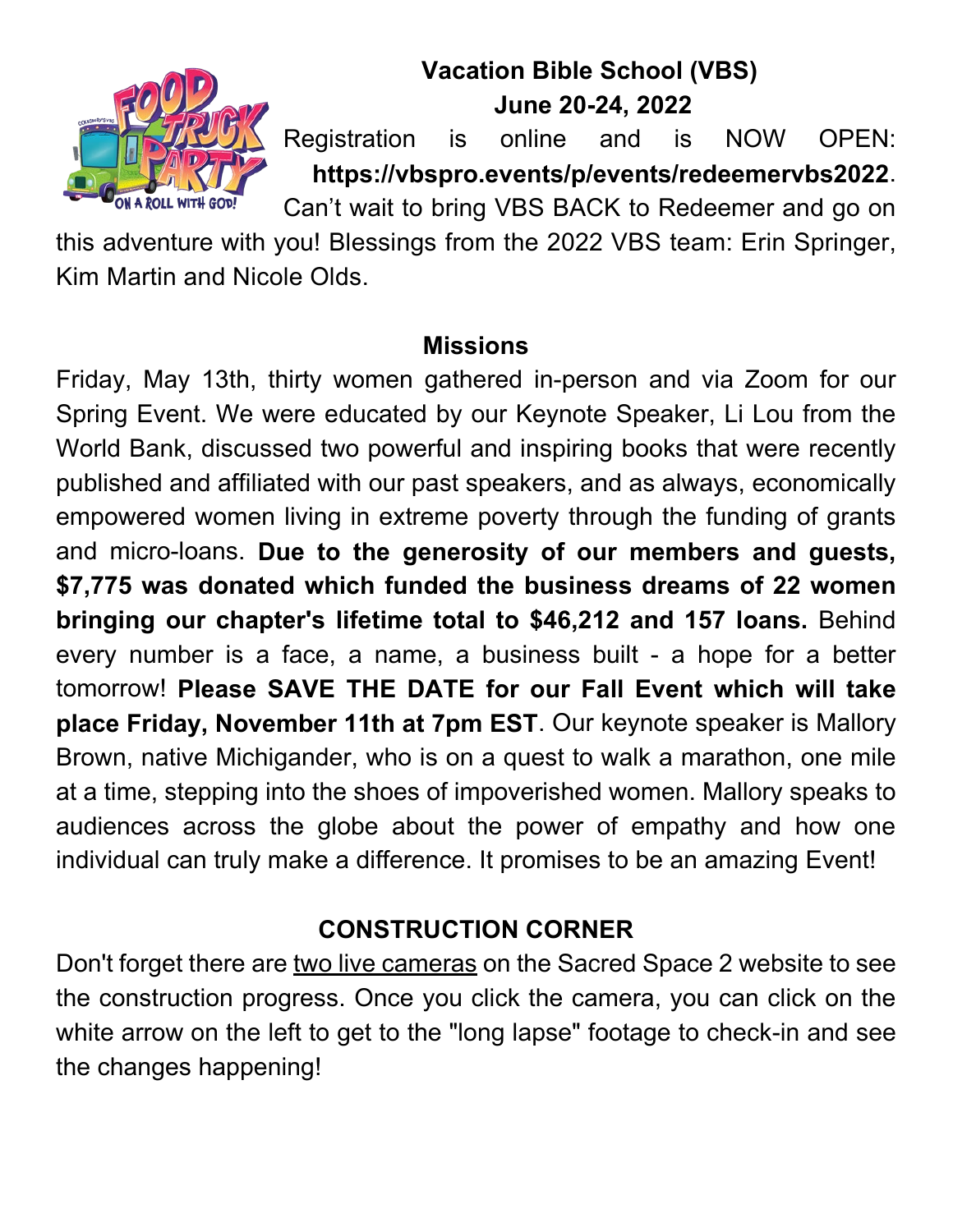## Vacation Bible School (VBS)

**June 20-24, 2022**

Registration is online and is NOW OPEN: **https://vbspro.events/p/events/redeemervbs2022**. Can't wait to bring VBS BACK to Redeemer and go on this adventure with you! Blessings from the 2022 VBS team: Erin Springer, Kim Martin and Nicole Olds.

## Missions

Friday, May 13th, thirty women gathered in-person and via Zoom for our Spring Event. We were educated by our Keynote Speaker, Li Lou from the World Bank, discussed two powerful and inspiring books that were recently published and affiliated with our past speakers, and as always, economically empowered women living in extreme poverty through the funding of grants and micro-loans. **Due to the generosity of our members and guests, $7,775 was donated which funded the business dreams of 22 women bringing our chapter's lifetime total to $46,212 and 157 loans.** Behind every number is a face, a name, a business built - a hope for a better tomorrow! **Please SAVE THE DATE for our Fall Event which will take place Friday, November 11th at 7pm EST**. Our keynote speaker is Mallory Brown, native Michigander, who is on a quest to walk a marathon, one mile at a time, stepping into the shoes of impoverished women. Mallory speaks to audiences across the globe about the power of empathy and how one individual can truly make a difference. It promises to be an amazing Event!

## CONSTRUCTION CORNER

Don't forget there are two live cameras on the Sacred Space 2 website to see the construction progress. Once you click the camera, you can click on the white arrow on the left to get to the "long lapse" footage to check-in and see the changes happening!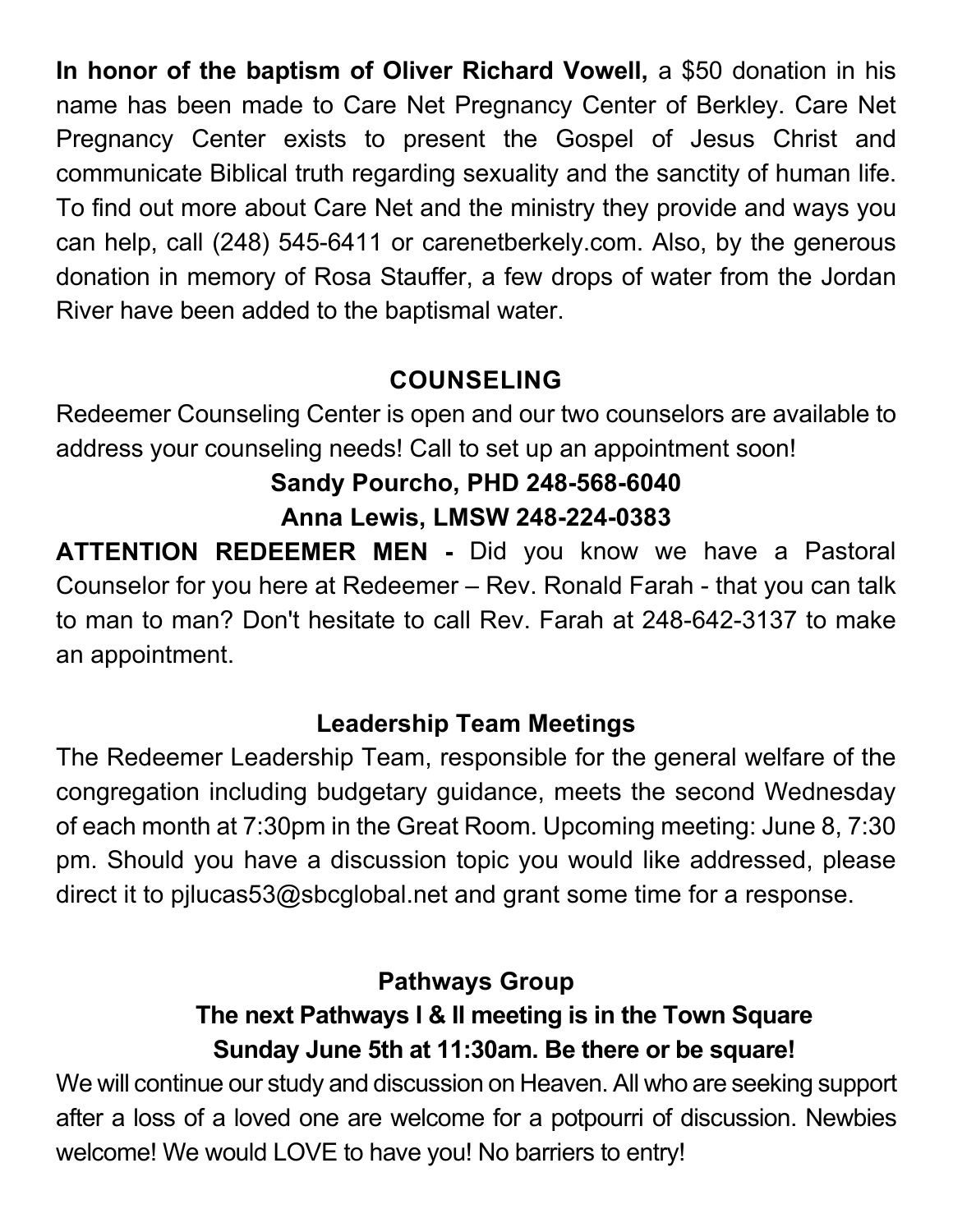**In honor of the baptism of Oliver Richard Vowell,** a $50 donation in his name has been made to Care Net Pregnancy Center of Berkley. Care Net Pregnancy Center exists to present the Gospel of Jesus Christ and communicate Biblical truth regarding sexuality and the sanctity of human life. To find out more about Care Net and the ministry they provide and ways you can help, call (248) 545-6411 or carenetberkely.com. Also, by the generous donation in memory of Rosa Stauffer, a few drops of water from the Jordan River have been added to the baptismal water.

## COUNSELING

Redeemer Counseling Center is open and our two counselors are available to address your counseling needs! Call to set up an appointment soon!

**Sandy Pourcho, PHD 248-568-6040**

**Anna Lewis, LMSW 248-224-0383**

**ATTENTION REDEEMER MEN -** Did you know we have a Pastoral Counselor for you here at Redeemer – Rev. Ronald Farah - that you can talk to man to man? Don't hesitate to call Rev. Farah at 248-642-3137 to make an appointment.

## Leadership Team Meetings

The Redeemer Leadership Team, responsible for the general welfare of the congregation including budgetary guidance, meets the second Wednesday of each month at 7:30pm in the Great Room. Upcoming meeting: June 8, 7:30 pm. Should you have a discussion topic you would like addressed, please direct it to pjlucas53@sbcglobal.net and grant some time for a response.

## Pathways Group

**The next Pathways I & II meeting is in the Town Square**

**Sunday June 5th at 11:30am. Be there or be square!**

We will continue our study and discussion on Heaven. All who are seeking support after a loss of a loved one are welcome for a potpourri of discussion. Newbies welcome! We would LOVE to have you! No barriers to entry!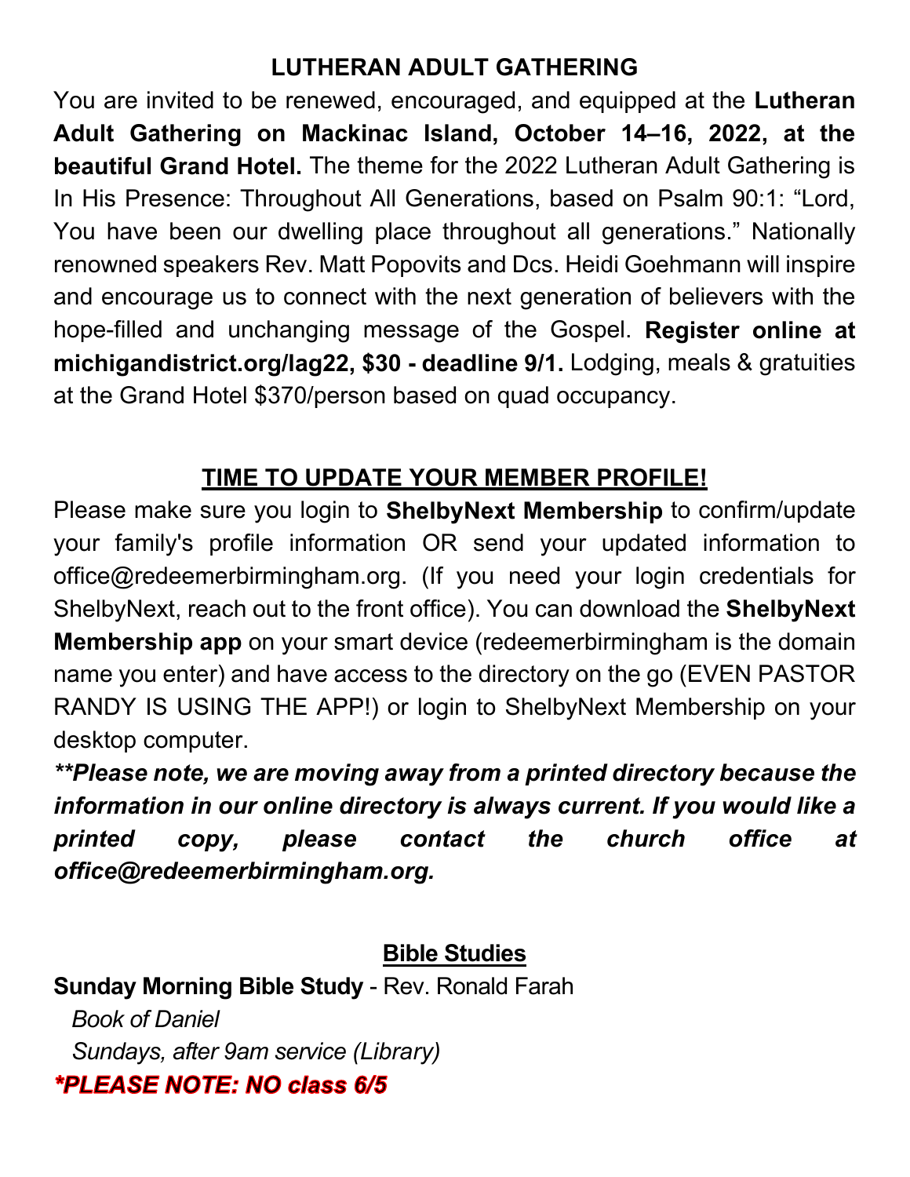## LUTHERAN ADULT GATHERING

You are invited to be renewed, encouraged, and equipped at the **Lutheran Adult Gathering on Mackinac Island, October 14–16, 2022, at the beautiful Grand Hotel.** The theme for the 2022 Lutheran Adult Gathering is In His Presence: Throughout All Generations, based on Psalm 90:1: "Lord, You have been our dwelling place throughout all generations." Nationally renowned speakers Rev. Matt Popovits and Dcs. Heidi Goehmann will inspire and encourage us to connect with the next generation of believers with the hope-filled and unchanging message of the Gospel. **Register online at michigandistrict.org/lag22, $30 - deadline 9/1.** Lodging, meals & gratuities at the Grand Hotel $370/person based on quad occupancy.

## TIME TO UPDATE YOUR MEMBER PROFILE!

Please make sure you login to **ShelbyNext Membership** to confirm/update your family's profile information OR send your updated information to office@redeemerbirmingham.org. (If you need your login credentials for ShelbyNext, reach out to the front office). You can download the **ShelbyNext Membership app** on your smart device (redeemerbirmingham is the domain name you enter) and have access to the directory on the go (EVEN PASTOR RANDY IS USING THE APP!) or login to ShelbyNext Membership on your desktop computer.

***Please note, we are moving away from a printed directory because the information in our online directory is always current. If you would like a printed copy, please contact the church office at office@redeemerbirmingham.org.***

## Bible Studies

**Sunday Morning Bible Study** - Rev. Ronald Farah

*Book of Daniel*

*Sundays, after 9am service (Library)*

***PLEASE NOTE: NO class 6/5***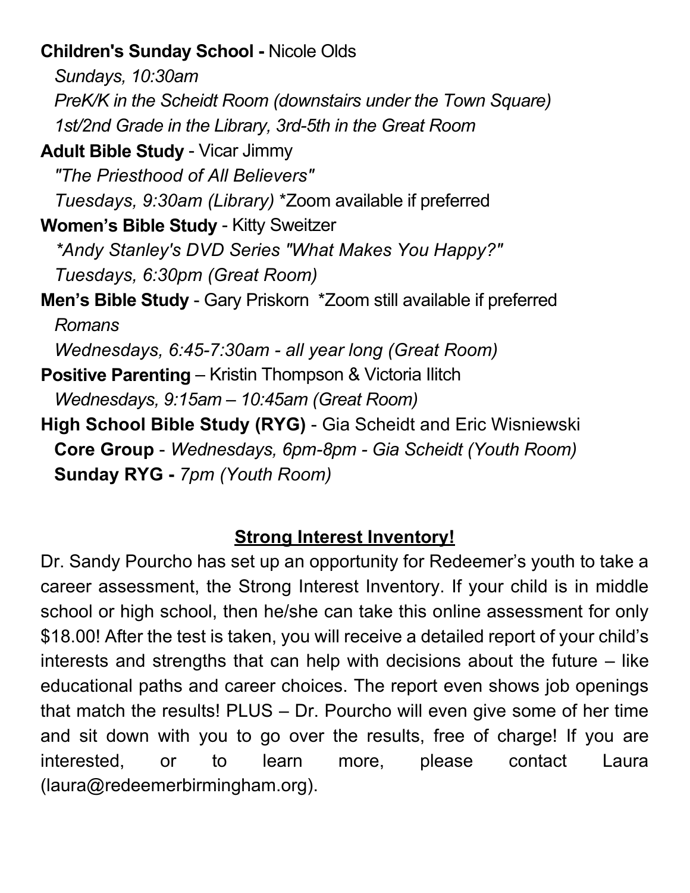**Children's Sunday School -** Nicole Olds
*Sundays, 10:30am*
*PreK/K in the Scheidt Room (downstairs under the Town Square)*
*1st/2nd Grade in the Library, 3rd-5th in the Great Room*

**Adult Bible Study** - Vicar Jimmy
*"The Priesthood of All Believers"*
*Tuesdays, 9:30am (Library)* *Zoom available if preferred

**Women's Bible Study** - Kitty Sweitzer
**Andy Stanley's DVD Series "What Makes You Happy?"*
*Tuesdays, 6:30pm (Great Room)*

**Men's Bible Study** - Gary Priskorn *Zoom still available if preferred
*Romans*
*Wednesdays, 6:45-7:30am - all year long (Great Room)*

**Positive Parenting** – Kristin Thompson & Victoria Ilitch
*Wednesdays, 9:15am – 10:45am (Great Room)*

**High School Bible Study (RYG)** - Gia Scheidt and Eric Wisniewski
**Core Group** - *Wednesdays, 6pm-8pm - Gia Scheidt (Youth Room)*
**Sunday RYG -** *7pm (Youth Room)*

## Strong Interest Inventory!

Dr. Sandy Pourcho has set up an opportunity for Redeemer's youth to take a career assessment, the Strong Interest Inventory. If your child is in middle school or high school, then he/she can take this online assessment for only $18.00! After the test is taken, you will receive a detailed report of your child's interests and strengths that can help with decisions about the future – like educational paths and career choices. The report even shows job openings that match the results! PLUS – Dr. Pourcho will even give some of her time and sit down with you to go over the results, free of charge! If you are interested, or to learn more, please contact Laura (laura@redeemerbirmingham.org).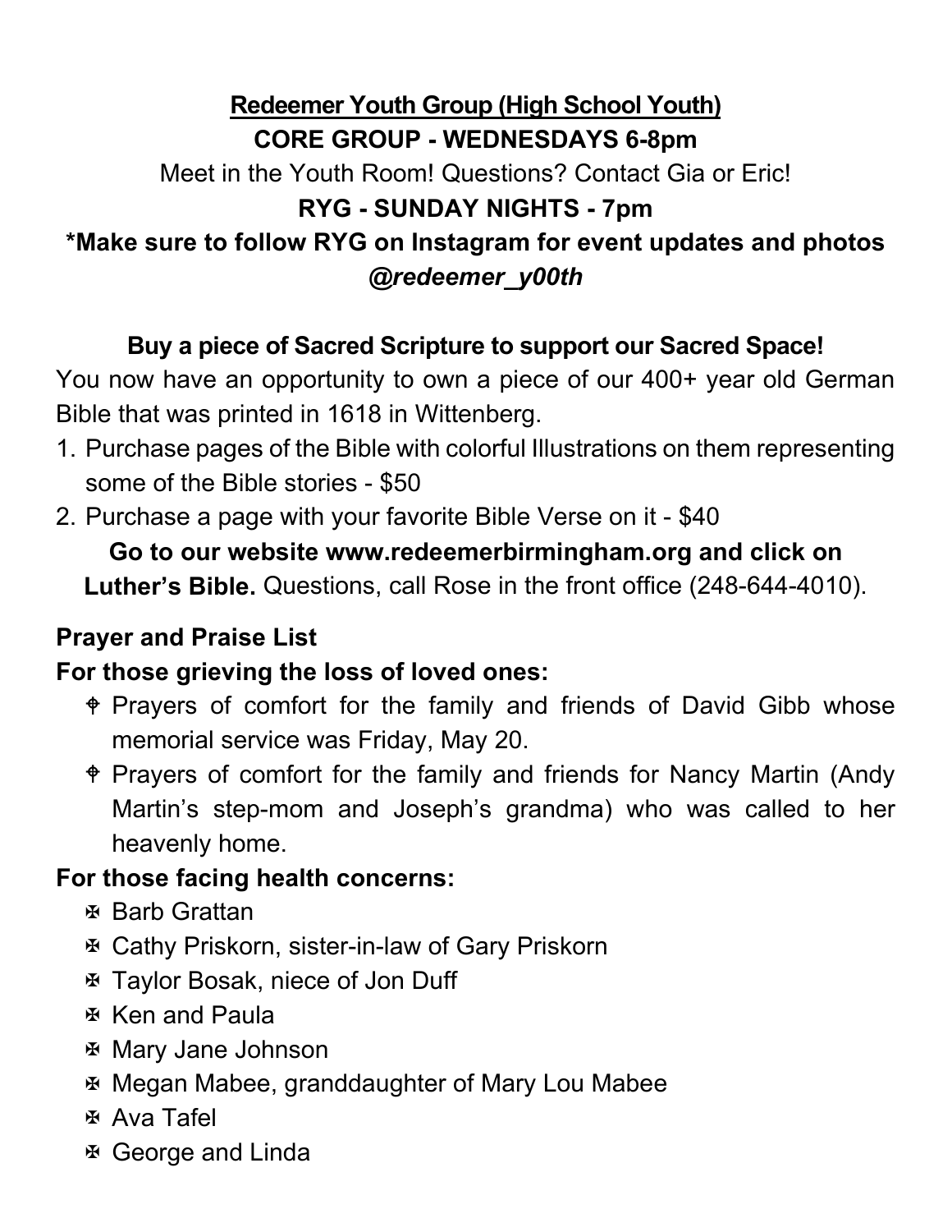**<u>Redeemer Youth Group (High School Youth)</u>**

**CORE GROUP - WEDNESDAYS 6-8pm**

Meet in the Youth Room! Questions? Contact Gia or Eric!

**RYG - SUNDAY NIGHTS - 7pm**

**\*Make sure to follow RYG on Instagram for event updates and photos *@redeemer_y00th***

**Buy a piece of Sacred Scripture to support our Sacred Space!**

You now have an opportunity to own a piece of our 400+ year old German Bible that was printed in 1618 in Wittenberg.

1. Purchase pages of the Bible with colorful Illustrations on them representing some of the Bible stories - $50
2. Purchase a page with your favorite Bible Verse on it - $40

**Go to our website www.redeemerbirmingham.org and click on Luther's Bible.** Questions, call Rose in the front office (248-644-4010).

**Prayer and Praise List**

**For those grieving the loss of loved ones:**

- Prayers of comfort for the family and friends of David Gibb whose memorial service was Friday, May 20.
- Prayers of comfort for the family and friends for Nancy Martin (Andy Martin's step-mom and Joseph's grandma) who was called to her heavenly home.

**For those facing health concerns:**

- Barb Grattan
- Cathy Priskorn, sister-in-law of Gary Priskorn
- Taylor Bosak, niece of Jon Duff
- Ken and Paula
- Mary Jane Johnson
- Megan Mabee, granddaughter of Mary Lou Mabee
- Ava Tafel
- George and Linda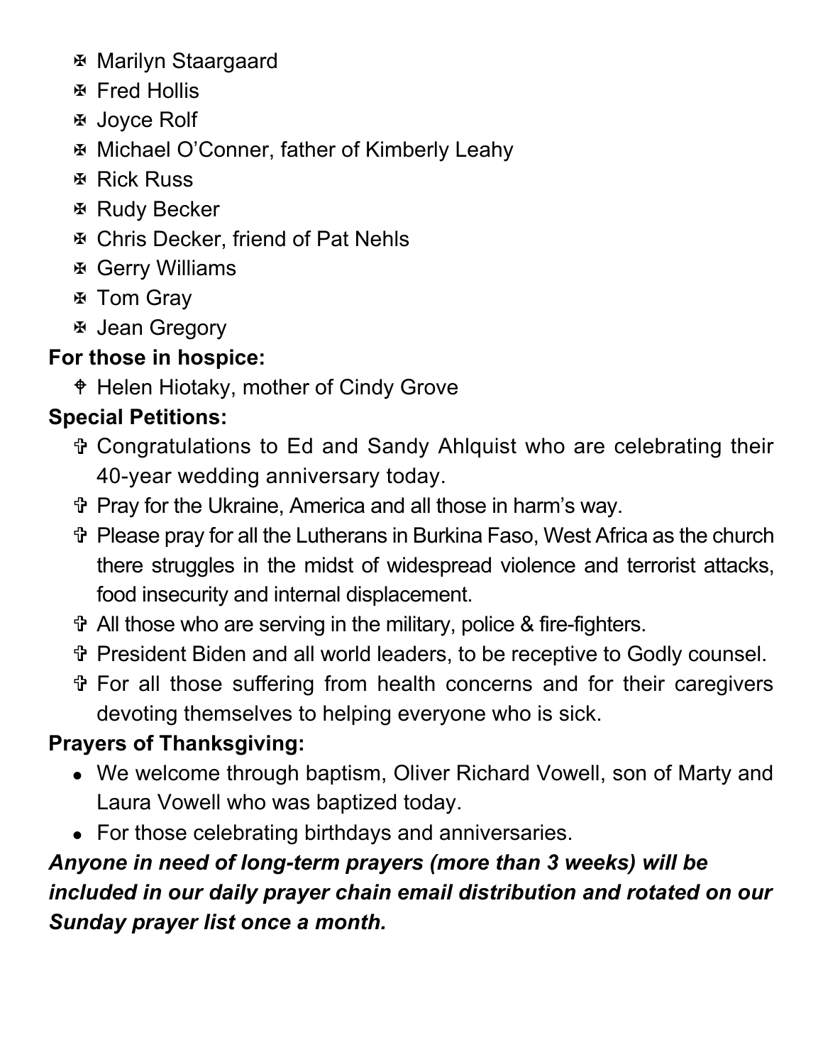- ✠ Marilyn Staargaard
- ✠ Fred Hollis
- ✠ Joyce Rolf
- ✠ Michael O'Conner, father of Kimberly Leahy
- ✠ Rick Russ
- ✠ Rudy Becker
- ✠ Chris Decker, friend of Pat Nehls
- ✠ Gerry Williams
- ✠ Tom Gray
- ✠ Jean Gregory

**For those in hospice:**

- ⌖ Helen Hiotaky, mother of Cindy Grove

**Special Petitions:**

- ✞ Congratulations to Ed and Sandy Ahlquist who are celebrating their 40-year wedding anniversary today.
- ✞ Pray for the Ukraine, America and all those in harm's way.
- ✞ Please pray for all the Lutherans in Burkina Faso, West Africa as the church there struggles in the midst of widespread violence and terrorist attacks, food insecurity and internal displacement.
- ✞ All those who are serving in the military, police & fire-fighters.
- ✞ President Biden and all world leaders, to be receptive to Godly counsel.
- ✞ For all those suffering from health concerns and for their caregivers devoting themselves to helping everyone who is sick.

**Prayers of Thanksgiving:**

- We welcome through baptism, Oliver Richard Vowell, son of Marty and Laura Vowell who was baptized today.
- For those celebrating birthdays and anniversaries.

***Anyone in need of long-term prayers (more than 3 weeks) will be included in our daily prayer chain email distribution and rotated on our Sunday prayer list once a month.***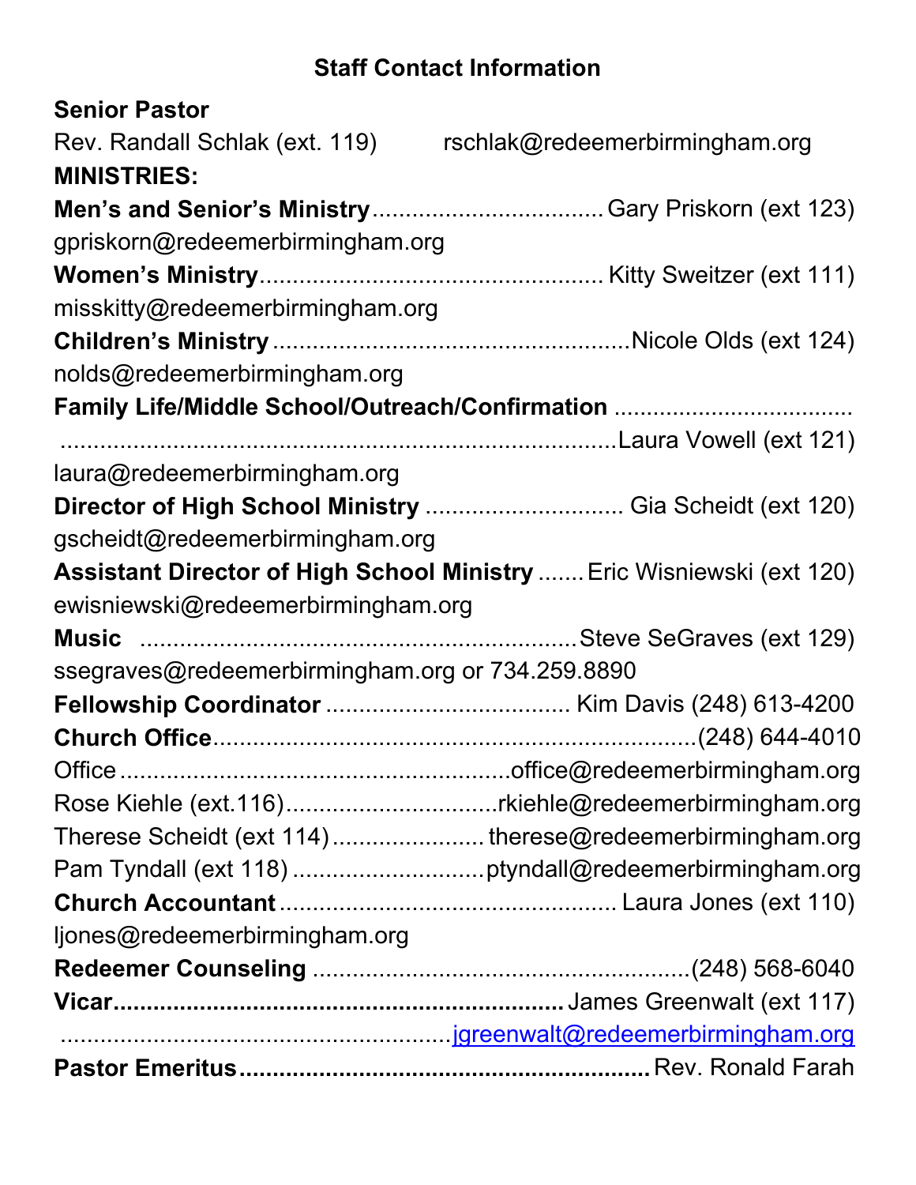## Staff Contact Information

**Senior Pastor**

Rev. Randall Schlak (ext. 119) rschlak@redeemerbirmingham.org

**MINISTRIES:**

**Men's and Senior's Ministry**.................................. Gary Priskorn (ext 123)
gpriskorn@redeemerbirmingham.org

**Women's Ministry**.................................................. Kitty Sweitzer (ext 111)
misskitty@redeemerbirmingham.org

**Children's Ministry**..................................................Nicole Olds (ext 124)
nolds@redeemerbirmingham.org

**Family Life/Middle School/Outreach/Confirmation** ...................................
.......................................................................................Laura Vowell (ext 121)
laura@redeemerbirmingham.org

**Director of High School Ministry** ............................. Gia Scheidt (ext 120)
gscheidt@redeemerbirmingham.org

**Assistant Director of High School Ministry** ....... Eric Wisniewski (ext 120)
ewisniewski@redeemerbirmingham.org

**Music** ..............................................................Steve SeGraves (ext 129)
ssegraves@redeemerbirmingham.org or 734.259.8890

**Fellowship Coordinator** ..................................... Kim Davis (248) 613-4200

**Church Office**.........................................................................(248) 644-4010

Office .........................................................office@redeemerbirmingham.org

Rose Kiehle (ext.116)................................rkiehle@redeemerbirmingham.org

Therese Scheidt (ext 114) ...................... therese@redeemerbirmingham.org

Pam Tyndall (ext 118) .............................ptyndall@redeemerbirmingham.org

**Church Accountant**.................................................. Laura Jones (ext 110)
ljones@redeemerbirmingham.org

**Redeemer Counseling** .........................................................(248) 568-6040

**Vicar**.................................................................. James Greenwalt (ext 117)
.........................................................jgreenwalt@redeemerbirmingham.org

**Pastor Emeritus**........................................................... Rev. Ronald Farah